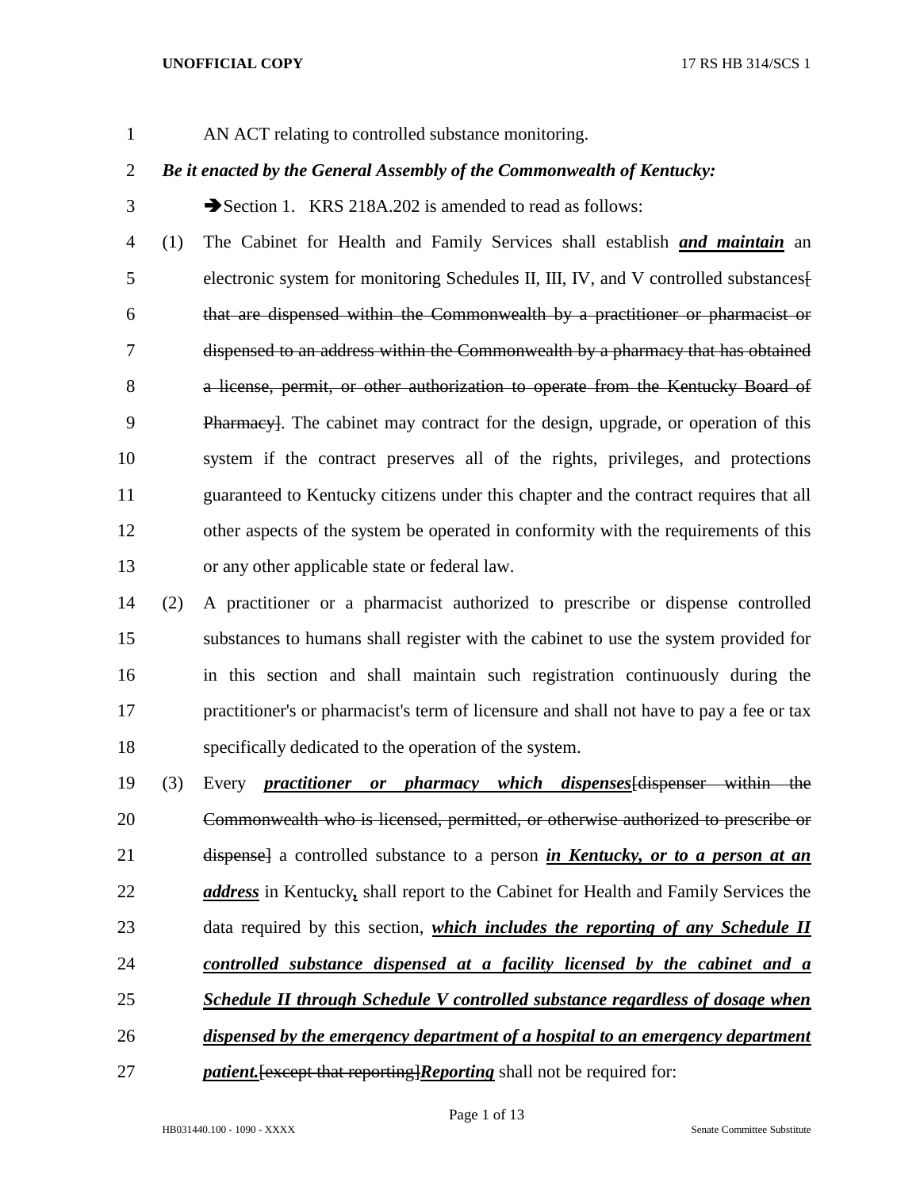AN ACT relating to controlled substance monitoring.

***Be it enacted by the General Assembly of the Commonwealth of Kentucky:***

➔Section 1. KRS 218A.202 is amended to read as follows:

(1) The Cabinet for Health and Family Services shall establish ***and maintain*** an electronic system for monitoring Schedules II, III, IV, and V controlled substances~~[ that are dispensed within the Commonwealth by a practitioner or pharmacist or dispensed to an address within the Commonwealth by a pharmacy that has obtained a license, permit, or other authorization to operate from the Kentucky Board of Pharmacy]~~. The cabinet may contract for the design, upgrade, or operation of this system if the contract preserves all of the rights, privileges, and protections guaranteed to Kentucky citizens under this chapter and the contract requires that all other aspects of the system be operated in conformity with the requirements of this or any other applicable state or federal law.

(2) A practitioner or a pharmacist authorized to prescribe or dispense controlled substances to humans shall register with the cabinet to use the system provided for in this section and shall maintain such registration continuously during the practitioner's or pharmacist's term of licensure and shall not have to pay a fee or tax specifically dedicated to the operation of the system.

(3) Every ***practitioner or pharmacy which dispenses***~~[dispenser within the Commonwealth who is licensed, permitted, or otherwise authorized to prescribe or dispense]~~ a controlled substance to a person ***in Kentucky, or to a person at an address*** in Kentucky***,*** shall report to the Cabinet for Health and Family Services the data required by this section, ***which includes the reporting of any Schedule II controlled substance dispensed at a facility licensed by the cabinet and a Schedule II through Schedule V controlled substance regardless of dosage when dispensed by the emergency department of a hospital to an emergency department patient.***~~[except that reporting]~~***Reporting*** shall not be required for: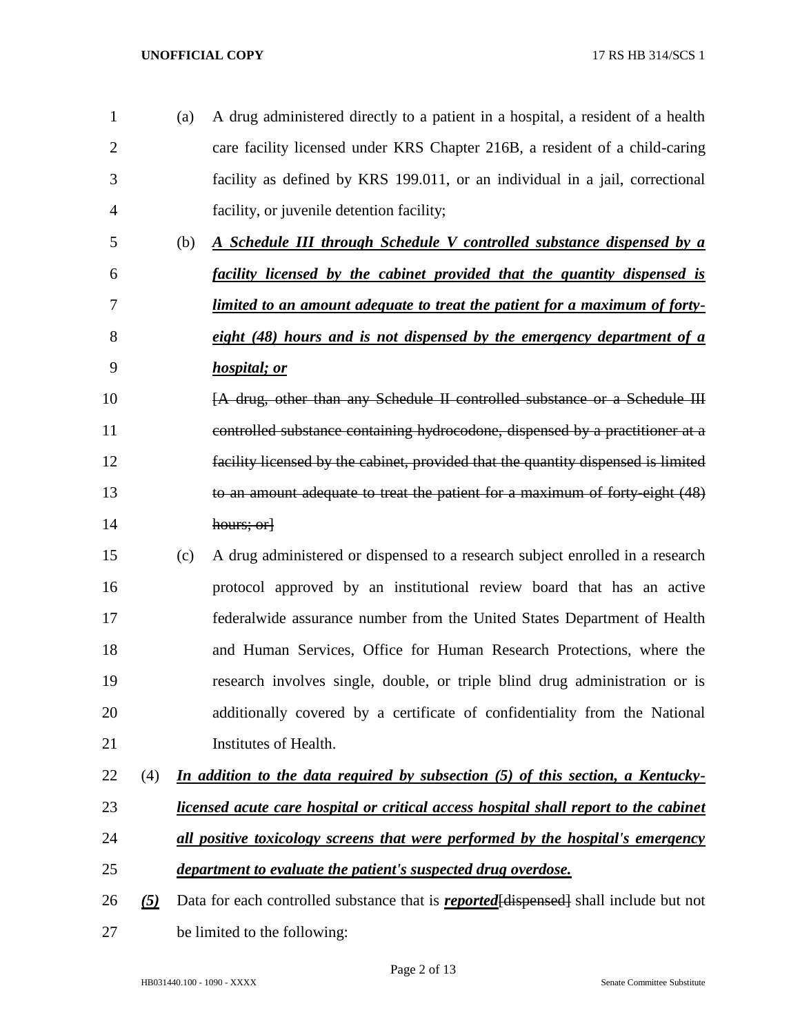(a) A drug administered directly to a patient in a hospital, a resident of a health care facility licensed under KRS Chapter 216B, a resident of a child-caring facility as defined by KRS 199.011, or an individual in a jail, correctional facility, or juvenile detention facility;

(b) ***A Schedule III through Schedule V controlled substance dispensed by a facility licensed by the cabinet provided that the quantity dispensed is limited to an amount adequate to treat the patient for a maximum of forty-eight (48) hours and is not dispensed by the emergency department of a hospital; or***

~~[A drug, other than any Schedule II controlled substance or a Schedule III controlled substance containing hydrocodone, dispensed by a practitioner at a facility licensed by the cabinet, provided that the quantity dispensed is limited to an amount adequate to treat the patient for a maximum of forty-eight (48) hours; or]~~

(c) A drug administered or dispensed to a research subject enrolled in a research protocol approved by an institutional review board that has an active federalwide assurance number from the United States Department of Health and Human Services, Office for Human Research Protections, where the research involves single, double, or triple blind drug administration or is additionally covered by a certificate of confidentiality from the National Institutes of Health.

(4) ***In addition to the data required by subsection (5) of this section, a Kentucky-licensed acute care hospital or critical access hospital shall report to the cabinet all positive toxicology screens that were performed by the hospital's emergency department to evaluate the patient's suspected drug overdose.***

***(5)*** Data for each controlled substance that is ***reported***~~[dispensed]~~ shall include but not be limited to the following: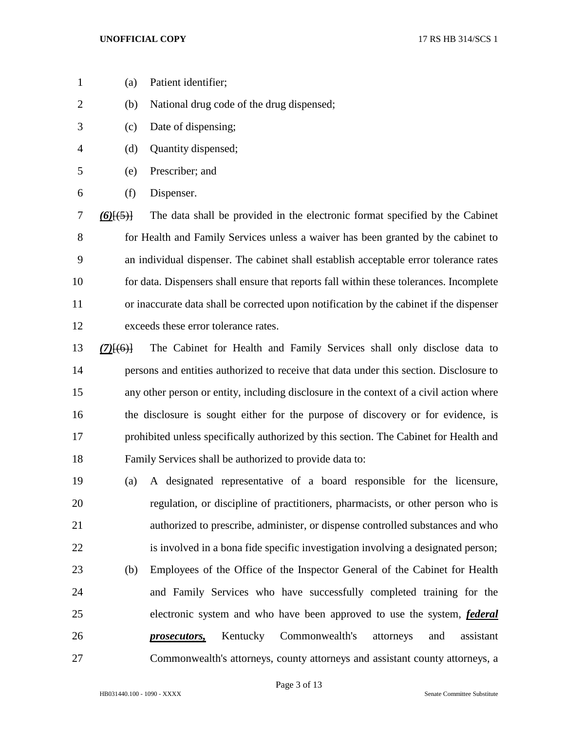(a) Patient identifier;

(b) National drug code of the drug dispensed;

(c) Date of dispensing;

(d) Quantity dispensed;

(e) Prescriber; and

(f) Dispenser.

***(6)***~~[(5)]~~ The data shall be provided in the electronic format specified by the Cabinet for Health and Family Services unless a waiver has been granted by the cabinet to an individual dispenser. The cabinet shall establish acceptable error tolerance rates for data. Dispensers shall ensure that reports fall within these tolerances. Incomplete or inaccurate data shall be corrected upon notification by the cabinet if the dispenser exceeds these error tolerance rates.

***(7)***~~[(6)]~~ The Cabinet for Health and Family Services shall only disclose data to persons and entities authorized to receive that data under this section. Disclosure to any other person or entity, including disclosure in the context of a civil action where the disclosure is sought either for the purpose of discovery or for evidence, is prohibited unless specifically authorized by this section. The Cabinet for Health and Family Services shall be authorized to provide data to:

(a) A designated representative of a board responsible for the licensure, regulation, or discipline of practitioners, pharmacists, or other person who is authorized to prescribe, administer, or dispense controlled substances and who is involved in a bona fide specific investigation involving a designated person;

(b) Employees of the Office of the Inspector General of the Cabinet for Health and Family Services who have successfully completed training for the electronic system and who have been approved to use the system, ***federal prosecutors,*** Kentucky Commonwealth's attorneys and assistant Commonwealth's attorneys, county attorneys and assistant county attorneys, a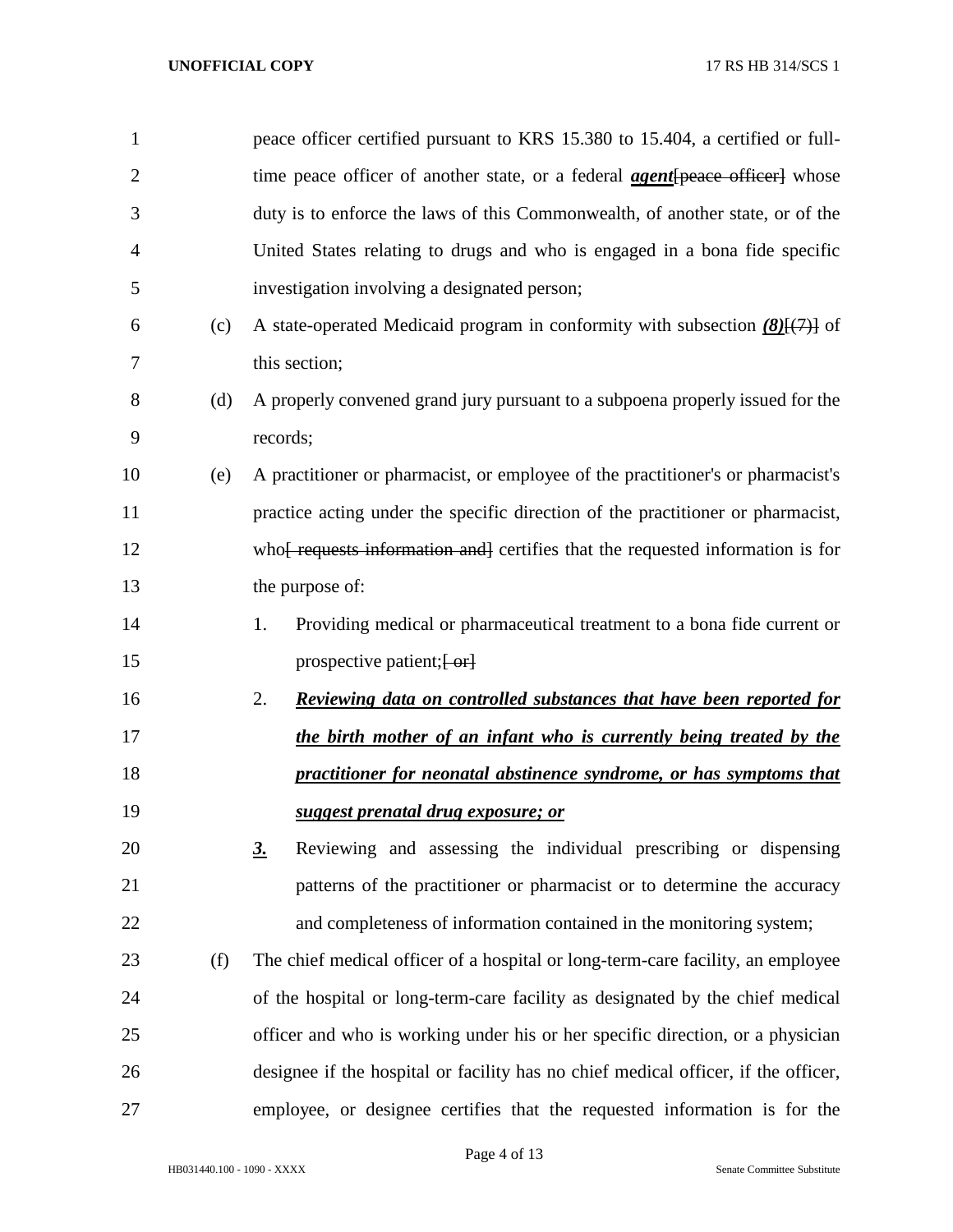peace officer certified pursuant to KRS 15.380 to 15.404, a certified or full-time peace officer of another state, or a federal ***agent***~~[peace officer]~~ whose duty is to enforce the laws of this Commonwealth, of another state, or of the United States relating to drugs and who is engaged in a bona fide specific investigation involving a designated person;

(c) A state-operated Medicaid program in conformity with subsection ***(8)***~~[(7)]~~ of this section;

(d) A properly convened grand jury pursuant to a subpoena properly issued for the records;

(e) A practitioner or pharmacist, or employee of the practitioner's or pharmacist's practice acting under the specific direction of the practitioner or pharmacist, who~~[ requests information and]~~ certifies that the requested information is for the purpose of:

1. Providing medical or pharmaceutical treatment to a bona fide current or prospective patient;~~[ or]~~

2. ***Reviewing data on controlled substances that have been reported for the birth mother of an infant who is currently being treated by the practitioner for neonatal abstinence syndrome, or has symptoms that suggest prenatal drug exposure; or***

***3.*** Reviewing and assessing the individual prescribing or dispensing patterns of the practitioner or pharmacist or to determine the accuracy and completeness of information contained in the monitoring system;

(f) The chief medical officer of a hospital or long-term-care facility, an employee of the hospital or long-term-care facility as designated by the chief medical officer and who is working under his or her specific direction, or a physician designee if the hospital or facility has no chief medical officer, if the officer, employee, or designee certifies that the requested information is for the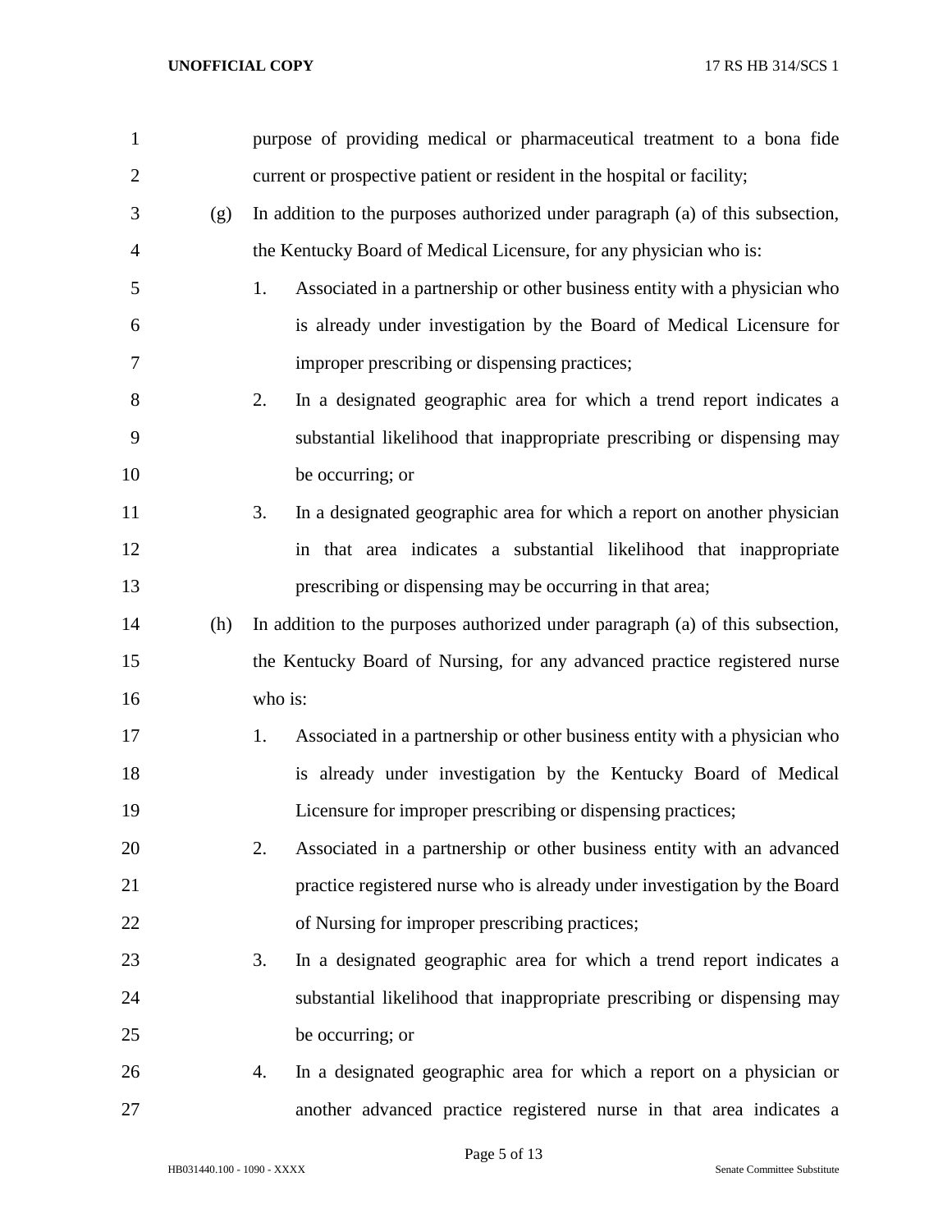purpose of providing medical or pharmaceutical treatment to a bona fide current or prospective patient or resident in the hospital or facility;

(g) In addition to the purposes authorized under paragraph (a) of this subsection, the Kentucky Board of Medical Licensure, for any physician who is:

1. Associated in a partnership or other business entity with a physician who is already under investigation by the Board of Medical Licensure for improper prescribing or dispensing practices;

2. In a designated geographic area for which a trend report indicates a substantial likelihood that inappropriate prescribing or dispensing may be occurring; or

3. In a designated geographic area for which a report on another physician in that area indicates a substantial likelihood that inappropriate prescribing or dispensing may be occurring in that area;

(h) In addition to the purposes authorized under paragraph (a) of this subsection, the Kentucky Board of Nursing, for any advanced practice registered nurse who is:

1. Associated in a partnership or other business entity with a physician who is already under investigation by the Kentucky Board of Medical Licensure for improper prescribing or dispensing practices;

2. Associated in a partnership or other business entity with an advanced practice registered nurse who is already under investigation by the Board of Nursing for improper prescribing practices;

3. In a designated geographic area for which a trend report indicates a substantial likelihood that inappropriate prescribing or dispensing may be occurring; or

4. In a designated geographic area for which a report on a physician or another advanced practice registered nurse in that area indicates a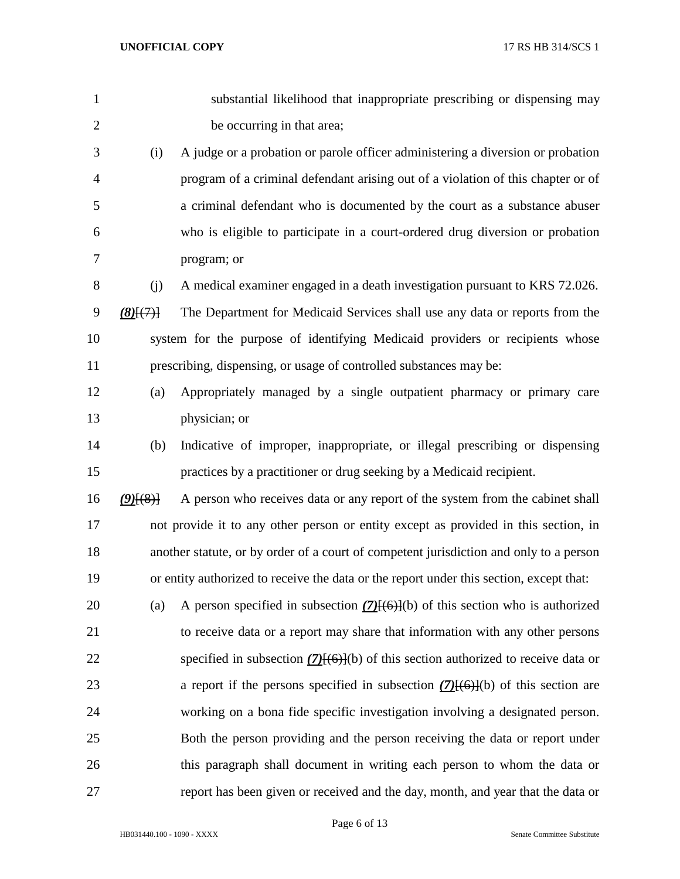substantial likelihood that inappropriate prescribing or dispensing may be occurring in that area;

(i) A judge or a probation or parole officer administering a diversion or probation program of a criminal defendant arising out of a violation of this chapter or of a criminal defendant who is documented by the court as a substance abuser who is eligible to participate in a court-ordered drug diversion or probation program; or

(j) A medical examiner engaged in a death investigation pursuant to KRS 72.026.

***(8)***~~[(7)]~~ The Department for Medicaid Services shall use any data or reports from the system for the purpose of identifying Medicaid providers or recipients whose prescribing, dispensing, or usage of controlled substances may be:

(a) Appropriately managed by a single outpatient pharmacy or primary care physician; or

(b) Indicative of improper, inappropriate, or illegal prescribing or dispensing practices by a practitioner or drug seeking by a Medicaid recipient.

***(9)***~~[(8)]~~ A person who receives data or any report of the system from the cabinet shall not provide it to any other person or entity except as provided in this section, in another statute, or by order of a court of competent jurisdiction and only to a person or entity authorized to receive the data or the report under this section, except that:

(a) A person specified in subsection ***(7)***~~[(6)]~~(b) of this section who is authorized to receive data or a report may share that information with any other persons specified in subsection ***(7)***~~[(6)]~~(b) of this section authorized to receive data or a report if the persons specified in subsection ***(7)***~~[(6)]~~(b) of this section are working on a bona fide specific investigation involving a designated person. Both the person providing and the person receiving the data or report under this paragraph shall document in writing each person to whom the data or report has been given or received and the day, month, and year that the data or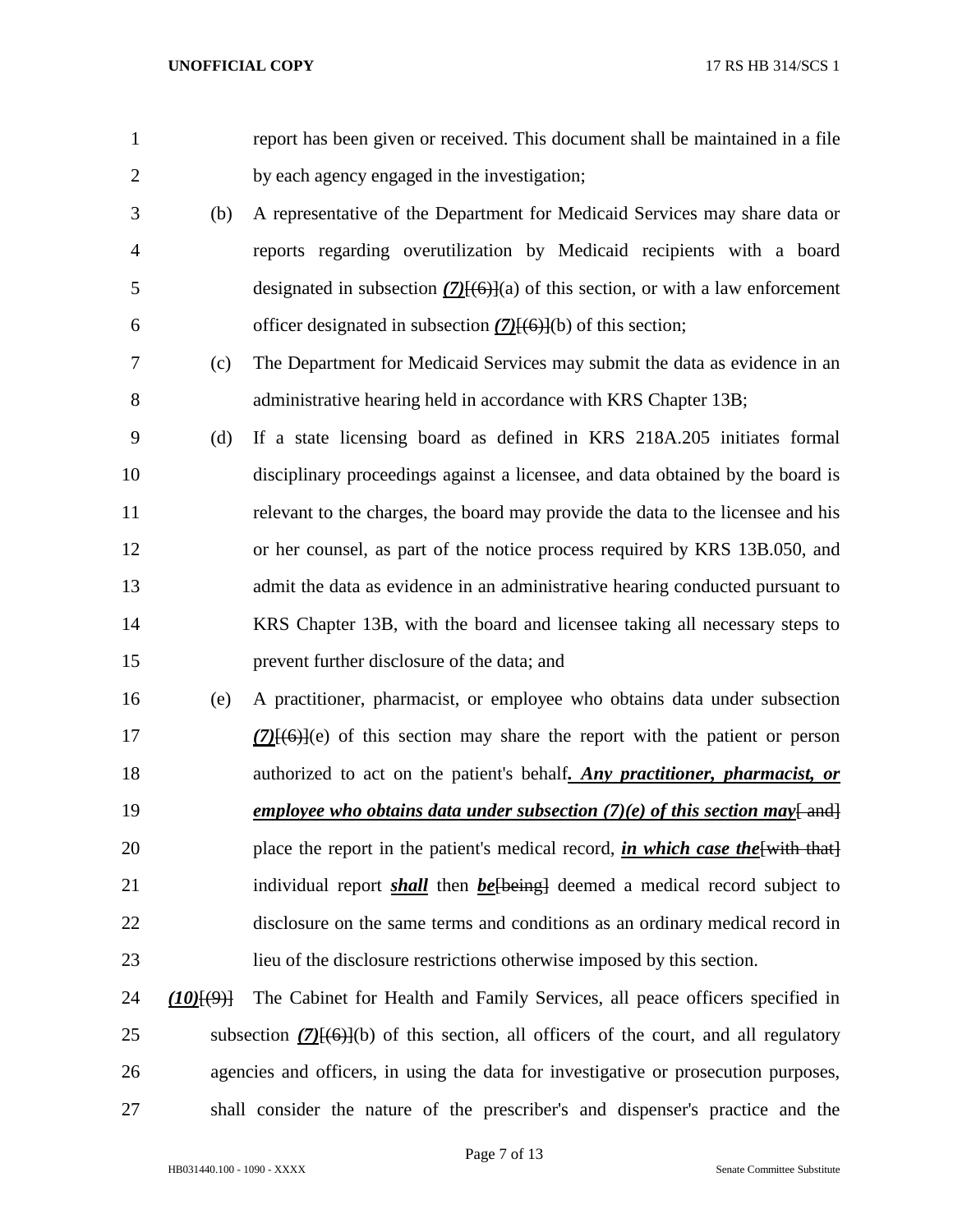report has been given or received. This document shall be maintained in a file by each agency engaged in the investigation;

(b) A representative of the Department for Medicaid Services may share data or reports regarding overutilization by Medicaid recipients with a board designated in subsection ***(7)***[~~(6)~~](a) of this section, or with a law enforcement officer designated in subsection ***(7)***[~~(6)~~](b) of this section;

(c) The Department for Medicaid Services may submit the data as evidence in an administrative hearing held in accordance with KRS Chapter 13B;

(d) If a state licensing board as defined in KRS 218A.205 initiates formal disciplinary proceedings against a licensee, and data obtained by the board is relevant to the charges, the board may provide the data to the licensee and his or her counsel, as part of the notice process required by KRS 13B.050, and admit the data as evidence in an administrative hearing conducted pursuant to KRS Chapter 13B, with the board and licensee taking all necessary steps to prevent further disclosure of the data; and

(e) A practitioner, pharmacist, or employee who obtains data under subsection ***(7)***[~~(6)~~](e) of this section may share the report with the patient or person authorized to act on the patient's behalf***. Any practitioner, pharmacist, or employee who obtains data under subsection (7)(e) of this section may***[~~ and~~] place the report in the patient's medical record, ***in which case the***[~~with that~~] individual report ***shall*** then ***be***[~~being~~] deemed a medical record subject to disclosure on the same terms and conditions as an ordinary medical record in lieu of the disclosure restrictions otherwise imposed by this section.

***(10)***[~~(9)~~] The Cabinet for Health and Family Services, all peace officers specified in subsection ***(7)***[~~(6)~~](b) of this section, all officers of the court, and all regulatory agencies and officers, in using the data for investigative or prosecution purposes, shall consider the nature of the prescriber's and dispenser's practice and the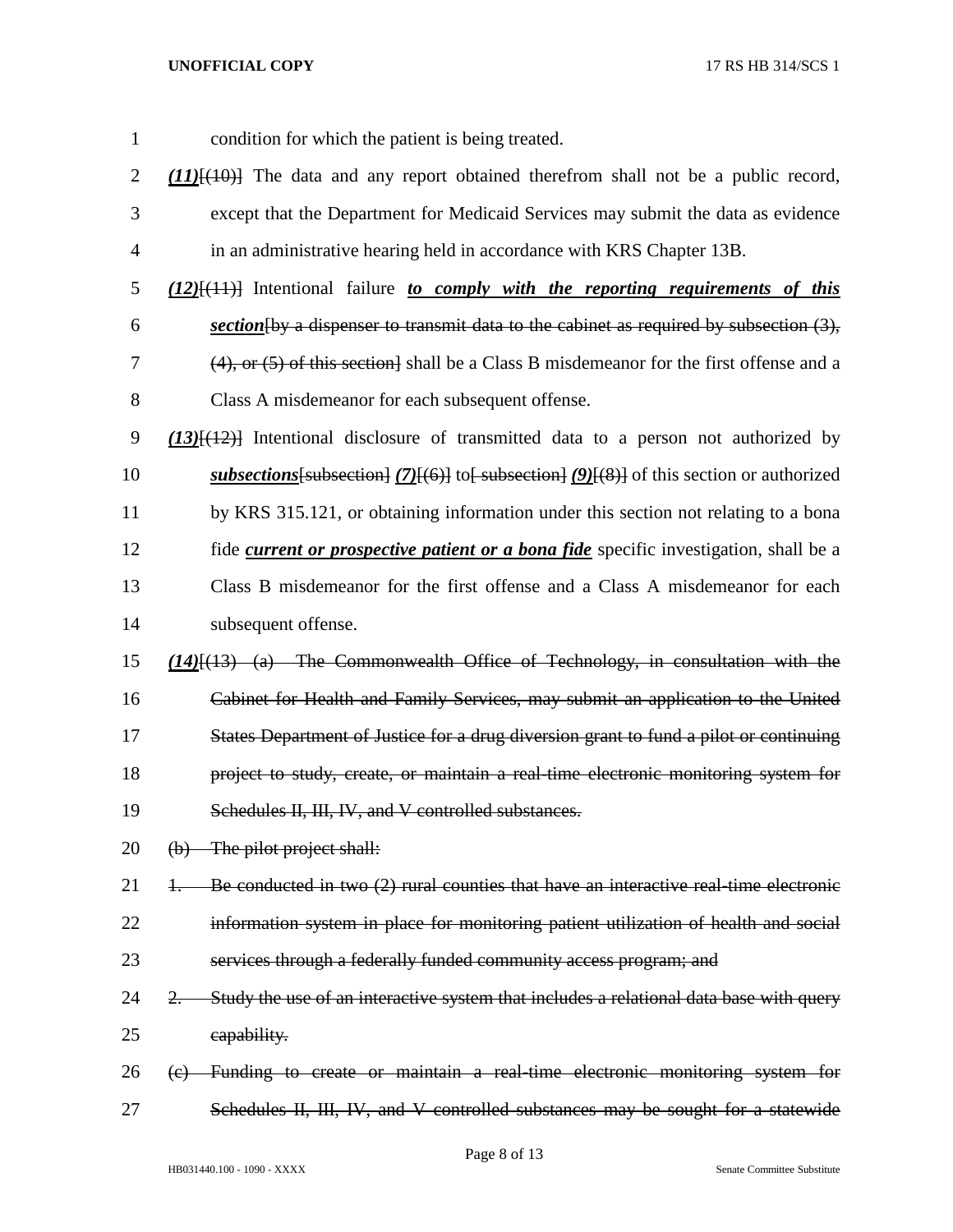condition for which the patient is being treated.

***(11)***[(10)] The data and any report obtained therefrom shall not be a public record, except that the Department for Medicaid Services may submit the data as evidence in an administrative hearing held in accordance with KRS Chapter 13B.

***(12)***[(11)] Intentional failure ***to comply with the reporting requirements of this section***[by a dispenser to transmit data to the cabinet as required by subsection (3), (4), or (5) of this section] shall be a Class B misdemeanor for the first offense and a Class A misdemeanor for each subsequent offense.

***(13)***[(12)] Intentional disclosure of transmitted data to a person not authorized by ***subsections***[subsection] ***(7)***[(6)] to[ subsection] ***(9)***[(8)] of this section or authorized by KRS 315.121, or obtaining information under this section not relating to a bona fide ***current or prospective patient or a bona fide*** specific investigation, shall be a Class B misdemeanor for the first offense and a Class A misdemeanor for each subsequent offense.

***(14)***[(13) (a) The Commonwealth Office of Technology, in consultation with the Cabinet for Health and Family Services, may submit an application to the United States Department of Justice for a drug diversion grant to fund a pilot or continuing project to study, create, or maintain a real-time electronic monitoring system for Schedules II, III, IV, and V controlled substances.

(b) The pilot project shall:

1. Be conducted in two (2) rural counties that have an interactive real-time electronic information system in place for monitoring patient utilization of health and social services through a federally funded community access program; and

2. Study the use of an interactive system that includes a relational data base with query capability.

(c) Funding to create or maintain a real-time electronic monitoring system for Schedules II, III, IV, and V controlled substances may be sought for a statewide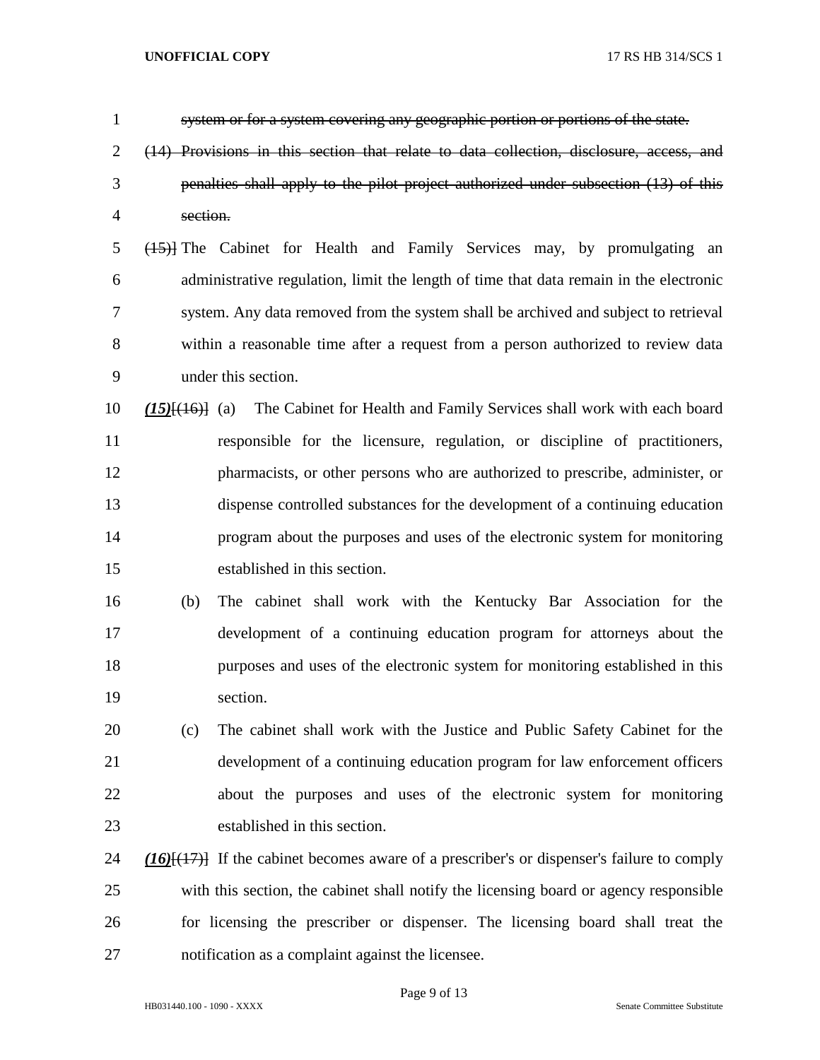~~system or for a system covering any geographic portion or portions of the state.~~

~~(14) Provisions in this section that relate to data collection, disclosure, access, and penalties shall apply to the pilot project authorized under subsection (13) of this section.~~

~~(15)~~] The Cabinet for Health and Family Services may, by promulgating an administrative regulation, limit the length of time that data remain in the electronic system. Any data removed from the system shall be archived and subject to retrieval within a reasonable time after a request from a person authorized to review data under this section.

***(15)***[~~(16)~~] (a) The Cabinet for Health and Family Services shall work with each board responsible for the licensure, regulation, or discipline of practitioners, pharmacists, or other persons who are authorized to prescribe, administer, or dispense controlled substances for the development of a continuing education program about the purposes and uses of the electronic system for monitoring established in this section.

(b) The cabinet shall work with the Kentucky Bar Association for the development of a continuing education program for attorneys about the purposes and uses of the electronic system for monitoring established in this section.

(c) The cabinet shall work with the Justice and Public Safety Cabinet for the development of a continuing education program for law enforcement officers about the purposes and uses of the electronic system for monitoring established in this section.

***(16)***[~~(17)~~] If the cabinet becomes aware of a prescriber's or dispenser's failure to comply with this section, the cabinet shall notify the licensing board or agency responsible for licensing the prescriber or dispenser. The licensing board shall treat the notification as a complaint against the licensee.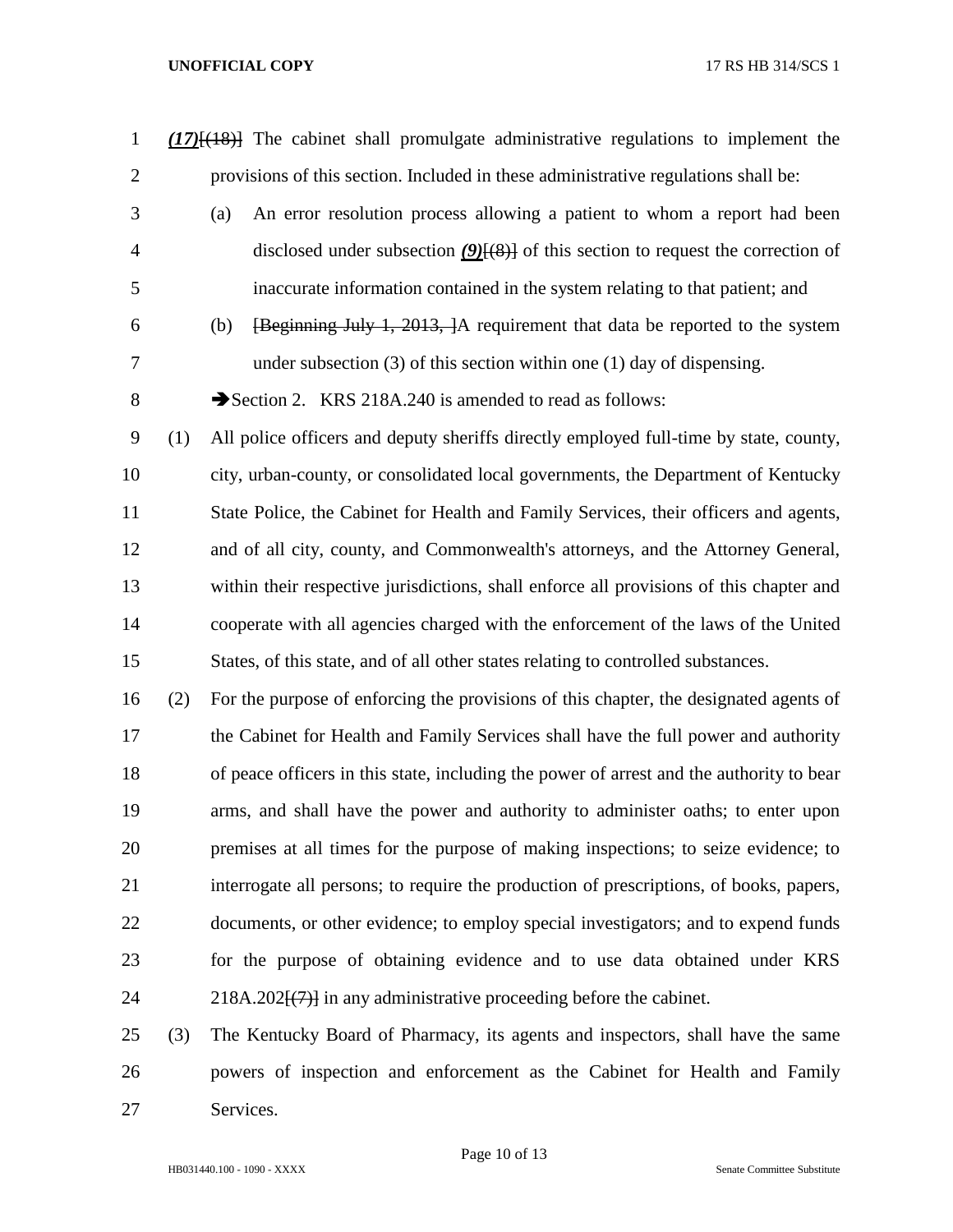*(17)*[(18)] The cabinet shall promulgate administrative regulations to implement the provisions of this section. Included in these administrative regulations shall be:

(a) An error resolution process allowing a patient to whom a report had been disclosed under subsection *(9)*[(8)] of this section to request the correction of inaccurate information contained in the system relating to that patient; and

(b) [Beginning July 1, 2013, ]A requirement that data be reported to the system under subsection (3) of this section within one (1) day of dispensing.

➔Section 2. KRS 218A.240 is amended to read as follows:

(1) All police officers and deputy sheriffs directly employed full-time by state, county, city, urban-county, or consolidated local governments, the Department of Kentucky State Police, the Cabinet for Health and Family Services, their officers and agents, and of all city, county, and Commonwealth's attorneys, and the Attorney General, within their respective jurisdictions, shall enforce all provisions of this chapter and cooperate with all agencies charged with the enforcement of the laws of the United States, of this state, and of all other states relating to controlled substances.

(2) For the purpose of enforcing the provisions of this chapter, the designated agents of the Cabinet for Health and Family Services shall have the full power and authority of peace officers in this state, including the power of arrest and the authority to bear arms, and shall have the power and authority to administer oaths; to enter upon premises at all times for the purpose of making inspections; to seize evidence; to interrogate all persons; to require the production of prescriptions, of books, papers, documents, or other evidence; to employ special investigators; and to expend funds for the purpose of obtaining evidence and to use data obtained under KRS 218A.202[(7)] in any administrative proceeding before the cabinet.

(3) The Kentucky Board of Pharmacy, its agents and inspectors, shall have the same powers of inspection and enforcement as the Cabinet for Health and Family Services.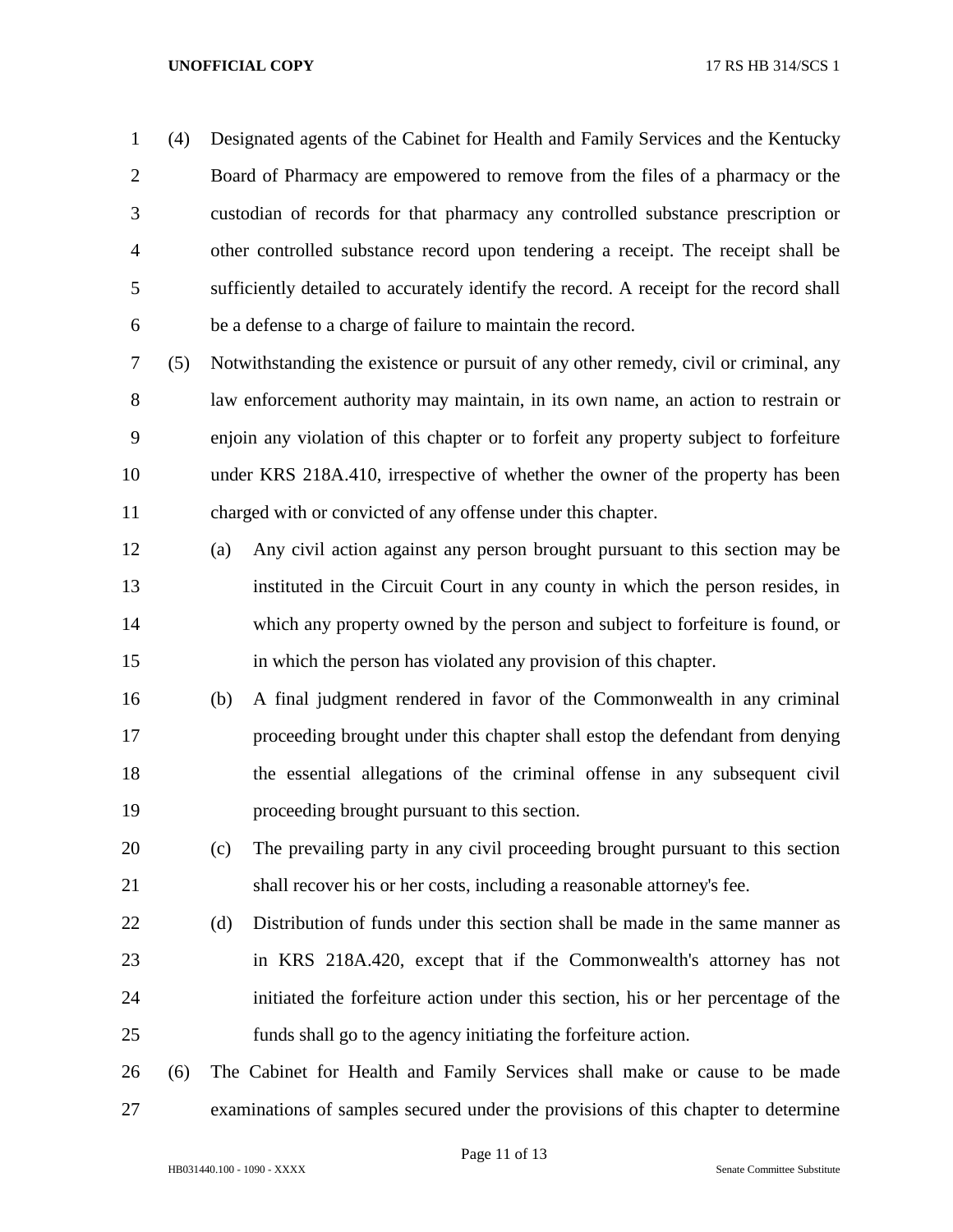(4) Designated agents of the Cabinet for Health and Family Services and the Kentucky Board of Pharmacy are empowered to remove from the files of a pharmacy or the custodian of records for that pharmacy any controlled substance prescription or other controlled substance record upon tendering a receipt. The receipt shall be sufficiently detailed to accurately identify the record. A receipt for the record shall be a defense to a charge of failure to maintain the record.

(5) Notwithstanding the existence or pursuit of any other remedy, civil or criminal, any law enforcement authority may maintain, in its own name, an action to restrain or enjoin any violation of this chapter or to forfeit any property subject to forfeiture under KRS 218A.410, irrespective of whether the owner of the property has been charged with or convicted of any offense under this chapter.

   (a) Any civil action against any person brought pursuant to this section may be instituted in the Circuit Court in any county in which the person resides, in which any property owned by the person and subject to forfeiture is found, or in which the person has violated any provision of this chapter.

   (b) A final judgment rendered in favor of the Commonwealth in any criminal proceeding brought under this chapter shall estop the defendant from denying the essential allegations of the criminal offense in any subsequent civil proceeding brought pursuant to this section.

   (c) The prevailing party in any civil proceeding brought pursuant to this section shall recover his or her costs, including a reasonable attorney's fee.

   (d) Distribution of funds under this section shall be made in the same manner as in KRS 218A.420, except that if the Commonwealth's attorney has not initiated the forfeiture action under this section, his or her percentage of the funds shall go to the agency initiating the forfeiture action.

(6) The Cabinet for Health and Family Services shall make or cause to be made examinations of samples secured under the provisions of this chapter to determine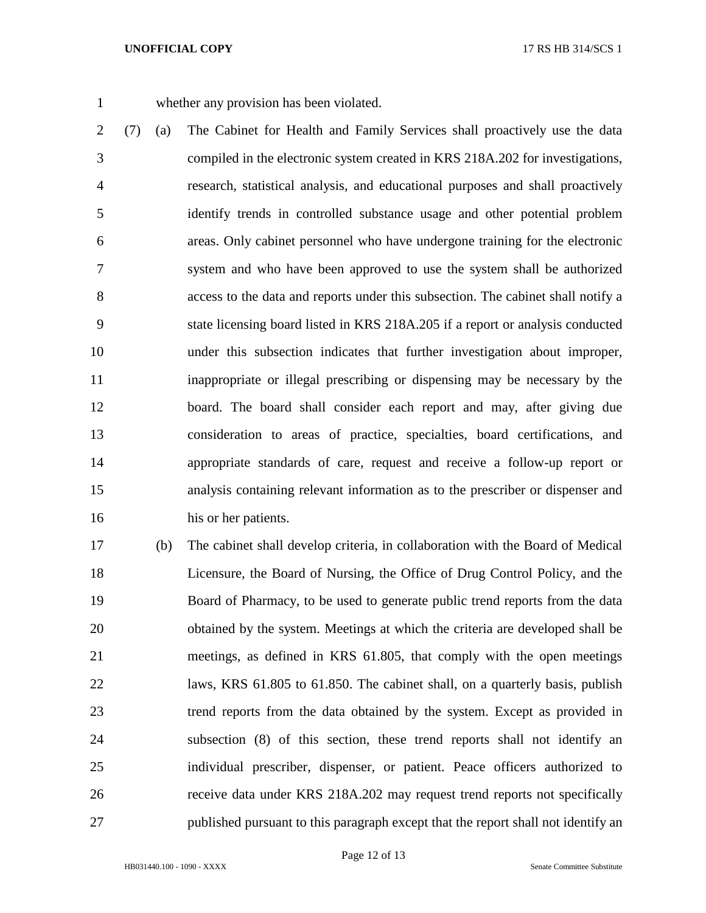whether any provision has been violated.

(7) (a) The Cabinet for Health and Family Services shall proactively use the data compiled in the electronic system created in KRS 218A.202 for investigations, research, statistical analysis, and educational purposes and shall proactively identify trends in controlled substance usage and other potential problem areas. Only cabinet personnel who have undergone training for the electronic system and who have been approved to use the system shall be authorized access to the data and reports under this subsection. The cabinet shall notify a state licensing board listed in KRS 218A.205 if a report or analysis conducted under this subsection indicates that further investigation about improper, inappropriate or illegal prescribing or dispensing may be necessary by the board. The board shall consider each report and may, after giving due consideration to areas of practice, specialties, board certifications, and appropriate standards of care, request and receive a follow-up report or analysis containing relevant information as to the prescriber or dispenser and his or her patients.

(b) The cabinet shall develop criteria, in collaboration with the Board of Medical Licensure, the Board of Nursing, the Office of Drug Control Policy, and the Board of Pharmacy, to be used to generate public trend reports from the data obtained by the system. Meetings at which the criteria are developed shall be meetings, as defined in KRS 61.805, that comply with the open meetings laws, KRS 61.805 to 61.850. The cabinet shall, on a quarterly basis, publish trend reports from the data obtained by the system. Except as provided in subsection (8) of this section, these trend reports shall not identify an individual prescriber, dispenser, or patient. Peace officers authorized to receive data under KRS 218A.202 may request trend reports not specifically published pursuant to this paragraph except that the report shall not identify an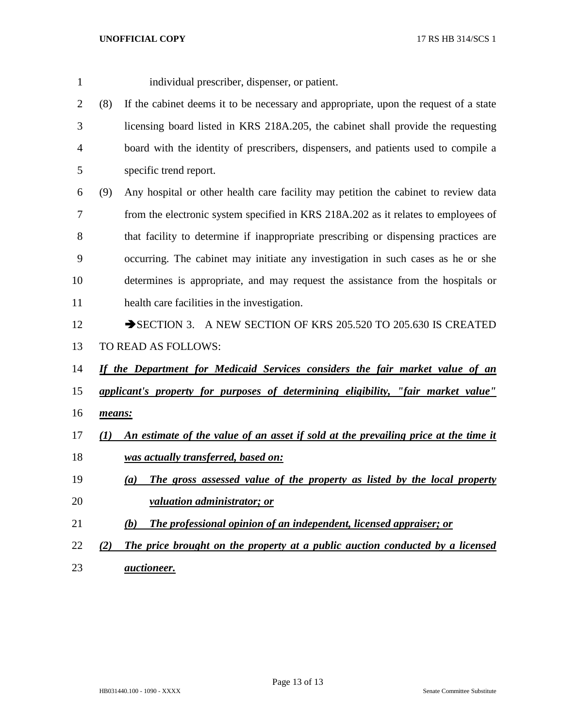individual prescriber, dispenser, or patient.

(8) If the cabinet deems it to be necessary and appropriate, upon the request of a state licensing board listed in KRS 218A.205, the cabinet shall provide the requesting board with the identity of prescribers, dispensers, and patients used to compile a specific trend report.

(9) Any hospital or other health care facility may petition the cabinet to review data from the electronic system specified in KRS 218A.202 as it relates to employees of that facility to determine if inappropriate prescribing or dispensing practices are occurring. The cabinet may initiate any investigation in such cases as he or she determines is appropriate, and may request the assistance from the hospitals or health care facilities in the investigation.

➔SECTION 3. A NEW SECTION OF KRS 205.520 TO 205.630 IS CREATED TO READ AS FOLLOWS:

***If the Department for Medicaid Services considers the fair market value of an applicant's property for purposes of determining eligibility, "fair market value" means:***

***(1) An estimate of the value of an asset if sold at the prevailing price at the time it was actually transferred, based on:***

***(a) The gross assessed value of the property as listed by the local property valuation administrator; or***

***(b) The professional opinion of an independent, licensed appraiser; or***

***(2) The price brought on the property at a public auction conducted by a licensed auctioneer.***